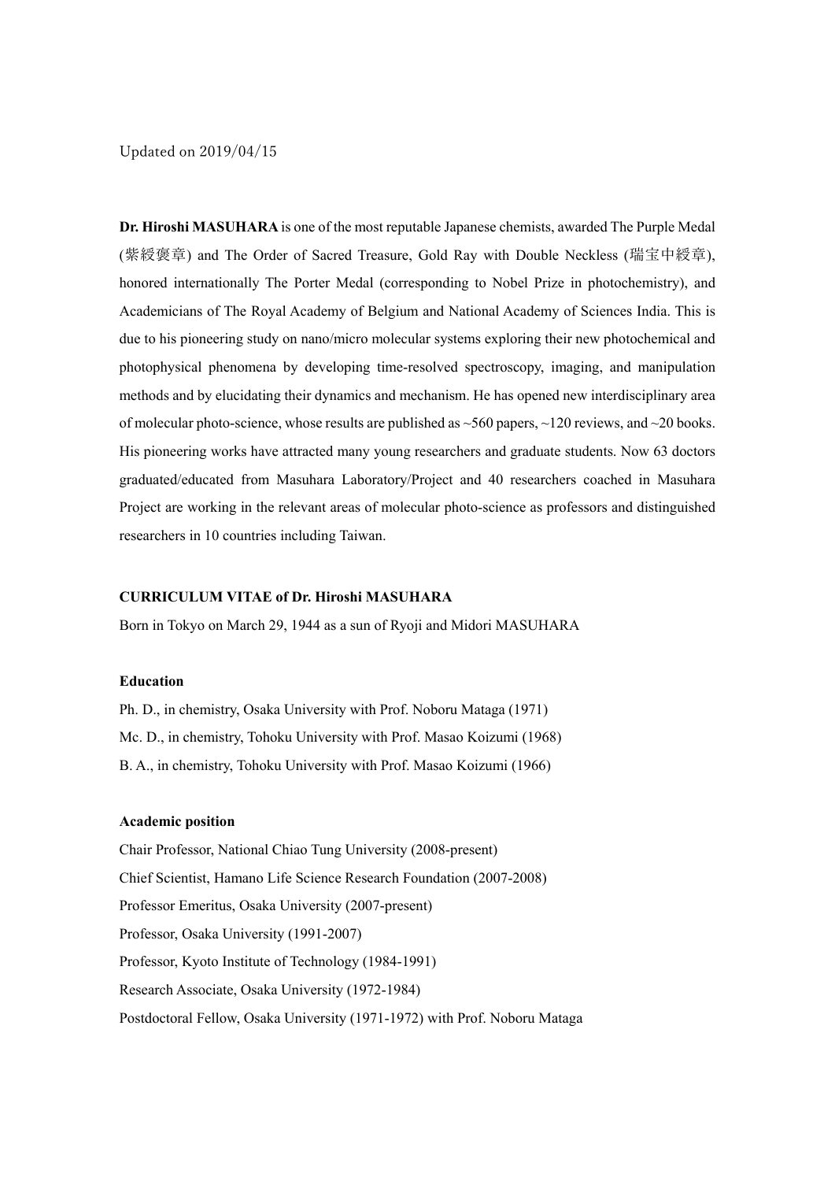Updated on 2019/04/15

**Dr. Hiroshi MASUHARA** is one of the most reputable Japanese chemists, awarded The Purple Medal (紫綬褒章) and The Order of Sacred Treasure, Gold Ray with Double Neckless (瑞宝中綬章), honored internationally The Porter Medal (corresponding to Nobel Prize in photochemistry), and Academicians of The Royal Academy of Belgium and National Academy of Sciences India. This is due to his pioneering study on nano/micro molecular systems exploring their new photochemical and photophysical phenomena by developing time-resolved spectroscopy, imaging, and manipulation methods and by elucidating their dynamics and mechanism. He has opened new interdisciplinary area of molecular photo-science, whose results are published as ~560 papers, ~120 reviews, and ~20 books. His pioneering works have attracted many young researchers and graduate students. Now 63 doctors graduated/educated from Masuhara Laboratory/Project and 40 researchers coached in Masuhara Project are working in the relevant areas of molecular photo-science as professors and distinguished researchers in 10 countries including Taiwan.

## CURRICULUM VITAE of Dr. Hiroshi MASUHARA

Born in Tokyo on March 29, 1944 as a sun of Ryoji and Midori MASUHARA

### Education

Ph. D., in chemistry, Osaka University with Prof. Noboru Mataga (1971)

Mc. D., in chemistry, Tohoku University with Prof. Masao Koizumi (1968)

B. A., in chemistry, Tohoku University with Prof. Masao Koizumi (1966)

### Academic position

Chair Professor, National Chiao Tung University (2008-present)

Chief Scientist, Hamano Life Science Research Foundation (2007-2008)

Professor Emeritus, Osaka University (2007-present)

Professor, Osaka University (1991-2007)

Professor, Kyoto Institute of Technology (1984-1991)

Research Associate, Osaka University (1972-1984)

Postdoctoral Fellow, Osaka University (1971-1972) with Prof. Noboru Mataga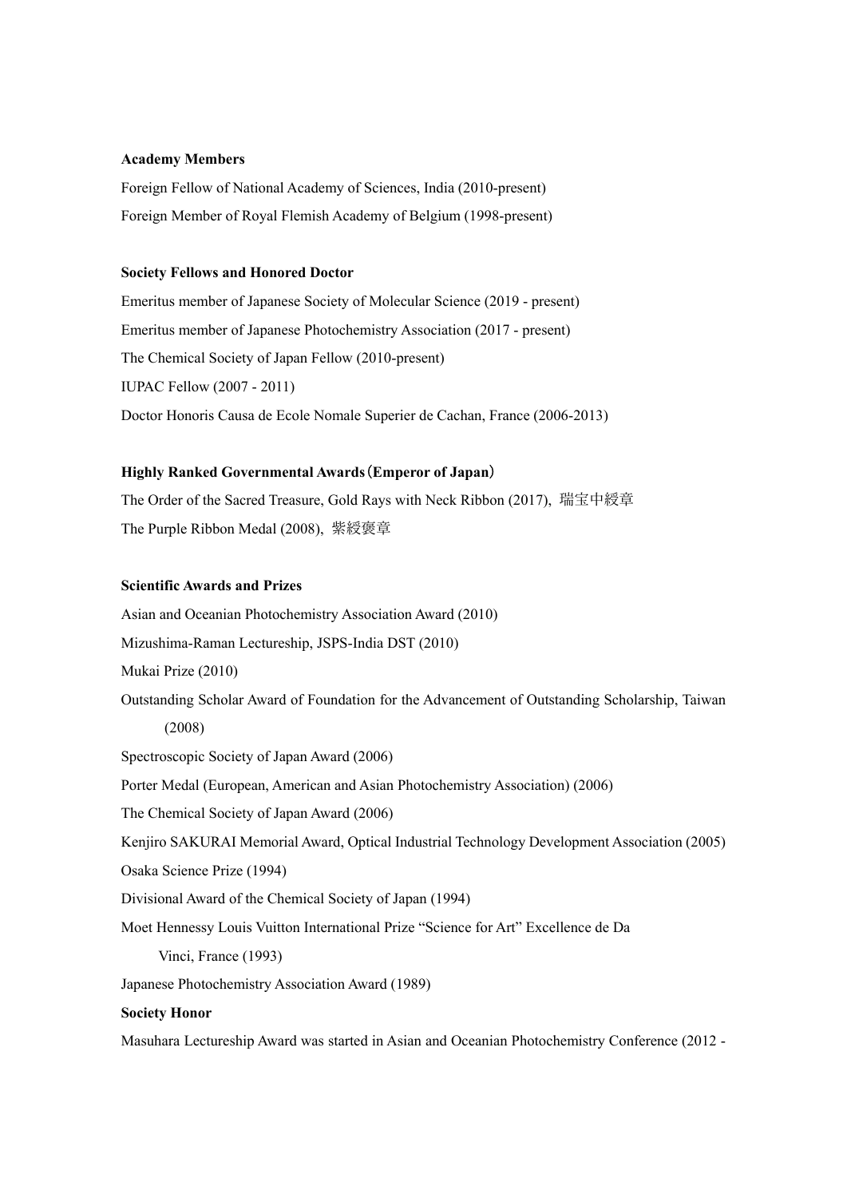**Academy Members**

Foreign Fellow of National Academy of Sciences, India (2010-present)

Foreign Member of Royal Flemish Academy of Belgium (1998-present)

**Society Fellows and Honored Doctor**

Emeritus member of Japanese Society of Molecular Science (2019 - present)

Emeritus member of Japanese Photochemistry Association (2017 - present)

The Chemical Society of Japan Fellow (2010-present)

IUPAC Fellow (2007 - 2011)

Doctor Honoris Causa de Ecole Nomale Superier de Cachan, France (2006-2013)

**Highly Ranked Governmental Awards（Emperor of Japan）**

The Order of the Sacred Treasure, Gold Rays with Neck Ribbon (2017), 瑞宝中綬章

The Purple Ribbon Medal (2008), 紫綬褒章

**Scientific Awards and Prizes**

Asian and Oceanian Photochemistry Association Award (2010)

Mizushima-Raman Lectureship, JSPS-India DST (2010)

Mukai Prize (2010)

Outstanding Scholar Award of Foundation for the Advancement of Outstanding Scholarship, Taiwan (2008)

Spectroscopic Society of Japan Award (2006)

Porter Medal (European, American and Asian Photochemistry Association) (2006)

The Chemical Society of Japan Award (2006)

Kenjiro SAKURAI Memorial Award, Optical Industrial Technology Development Association (2005)

Osaka Science Prize (1994)

Divisional Award of the Chemical Society of Japan (1994)

Moet Hennessy Louis Vuitton International Prize "Science for Art" Excellence de Da Vinci, France (1993)

Japanese Photochemistry Association Award (1989)

**Society Honor**

Masuhara Lectureship Award was started in Asian and Oceanian Photochemistry Conference (2012 -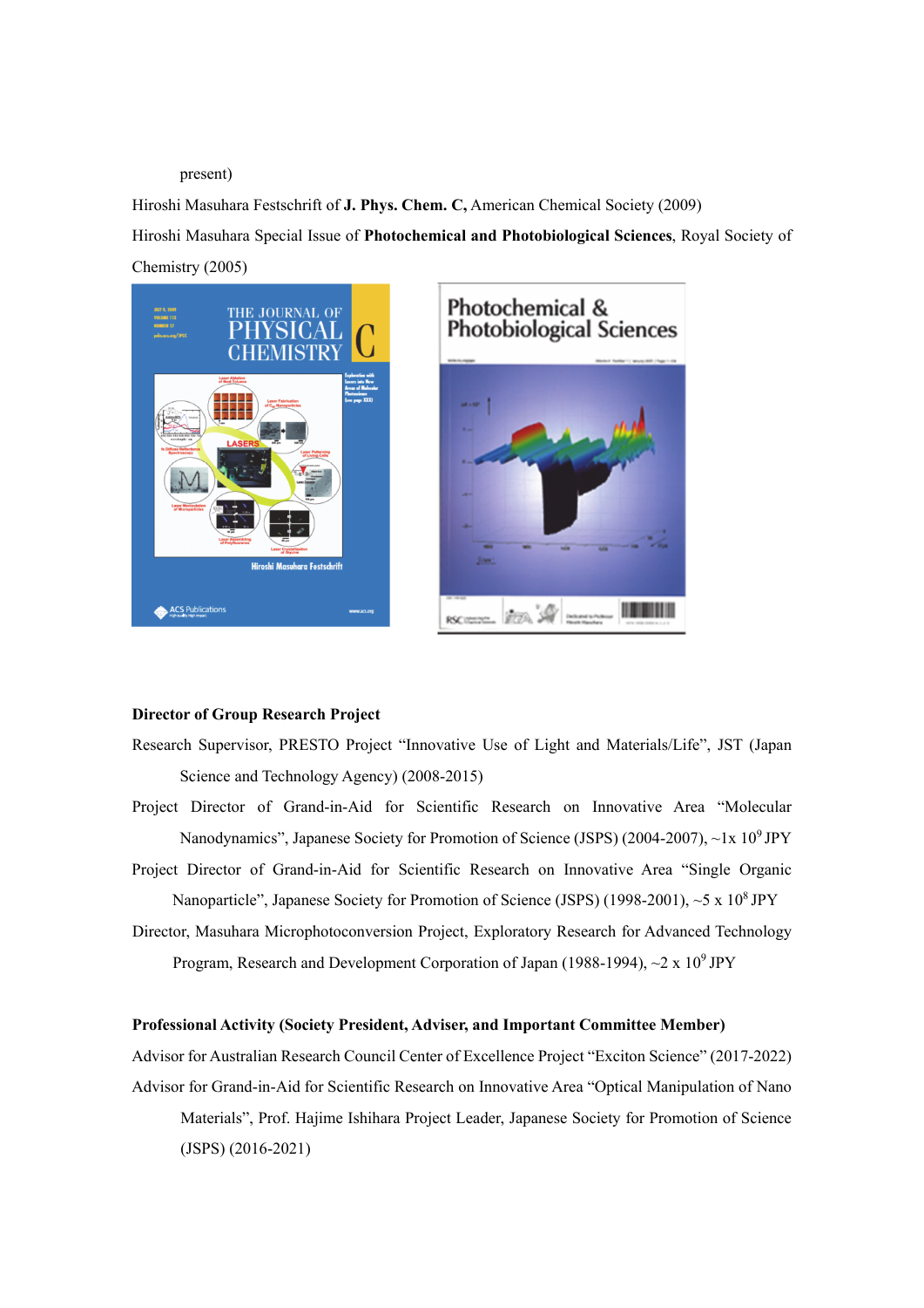present)

Hiroshi Masuhara Festschrift of **J. Phys. Chem. C,** American Chemical Society (2009)

Hiroshi Masuhara Special Issue of **Photochemical and Photobiological Sciences**, Royal Society of Chemistry (2005)

**Director of Group Research Project**

Research Supervisor, PRESTO Project "Innovative Use of Light and Materials/Life", JST (Japan Science and Technology Agency) (2008-2015)

Project Director of Grand-in-Aid for Scientific Research on Innovative Area "Molecular Nanodynamics", Japanese Society for Promotion of Science (JSPS) (2004-2007), ~1x $10^9$ JPY

Project Director of Grand-in-Aid for Scientific Research on Innovative Area "Single Organic Nanoparticle", Japanese Society for Promotion of Science (JSPS) (1998-2001), ~5 x $10^8$ JPY

Director, Masuhara Microphotoconversion Project, Exploratory Research for Advanced Technology Program, Research and Development Corporation of Japan (1988-1994), ~2 x $10^9$ JPY

**Professional Activity (Society President, Adviser, and Important Committee Member)**

Advisor for Australian Research Council Center of Excellence Project "Exciton Science" (2017-2022)

Advisor for Grand-in-Aid for Scientific Research on Innovative Area "Optical Manipulation of Nano Materials", Prof. Hajime Ishihara Project Leader, Japanese Society for Promotion of Science (JSPS) (2016-2021)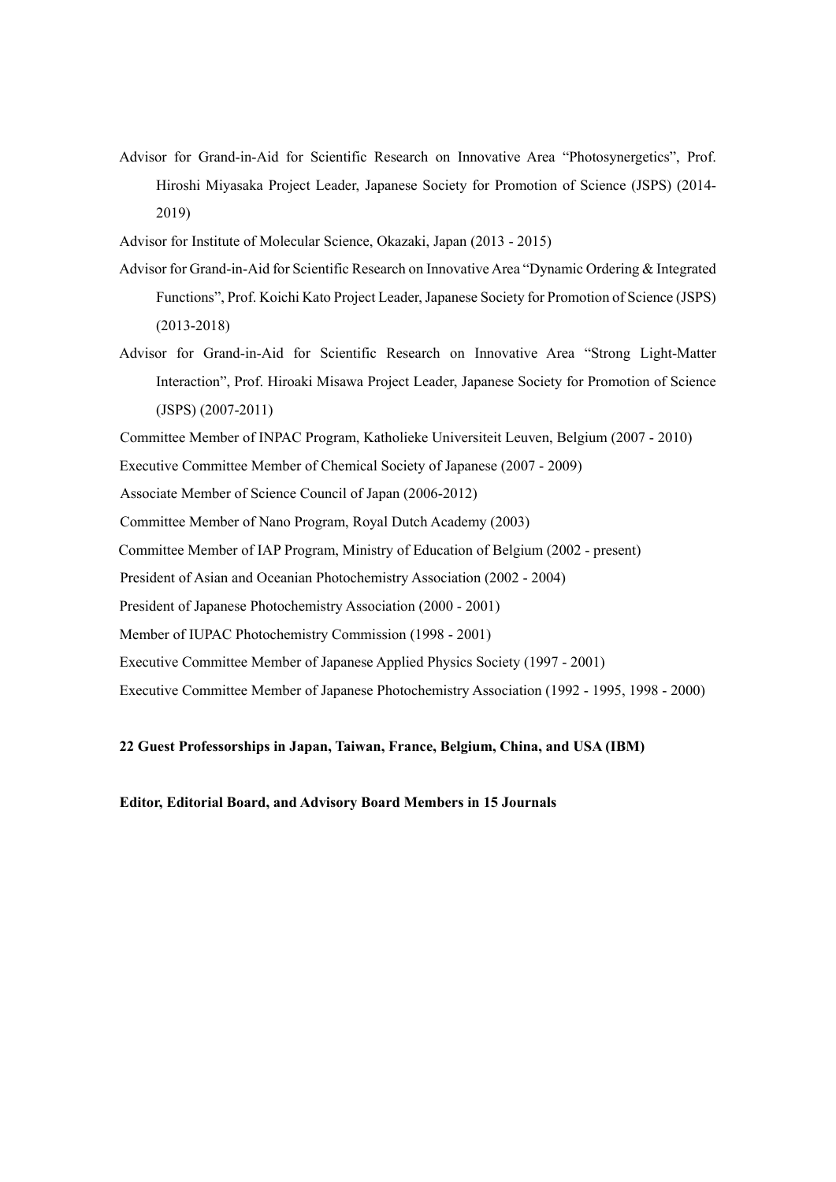Advisor for Grand-in-Aid for Scientific Research on Innovative Area "Photosynergetics", Prof. Hiroshi Miyasaka Project Leader, Japanese Society for Promotion of Science (JSPS) (2014-2019)

Advisor for Institute of Molecular Science, Okazaki, Japan (2013 - 2015)

Advisor for Grand-in-Aid for Scientific Research on Innovative Area "Dynamic Ordering & Integrated Functions", Prof. Koichi Kato Project Leader, Japanese Society for Promotion of Science (JSPS) (2013-2018)

Advisor for Grand-in-Aid for Scientific Research on Innovative Area "Strong Light-Matter Interaction", Prof. Hiroaki Misawa Project Leader, Japanese Society for Promotion of Science (JSPS) (2007-2011)

Committee Member of INPAC Program, Katholieke Universiteit Leuven, Belgium (2007 - 2010)

Executive Committee Member of Chemical Society of Japanese (2007 - 2009)

Associate Member of Science Council of Japan (2006-2012)

Committee Member of Nano Program, Royal Dutch Academy (2003)

Committee Member of IAP Program, Ministry of Education of Belgium (2002 - present)

President of Asian and Oceanian Photochemistry Association (2002 - 2004)

President of Japanese Photochemistry Association (2000 - 2001)

Member of IUPAC Photochemistry Commission (1998 - 2001)

Executive Committee Member of Japanese Applied Physics Society (1997 - 2001)

Executive Committee Member of Japanese Photochemistry Association (1992 - 1995, 1998 - 2000)

**22 Guest Professorships in Japan, Taiwan, France, Belgium, China, and USA (IBM)**

**Editor, Editorial Board, and Advisory Board Members in 15 Journals**